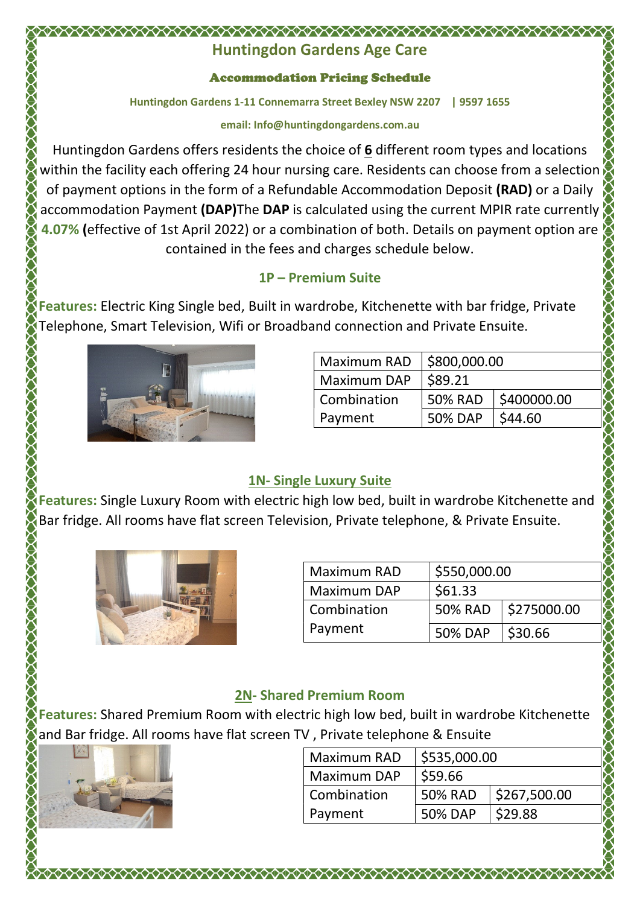# Huntingdon Gardens Age Care

## Accommodation Pricing Schedule

**Huntingdon Gardens 1-11 Connemarra Street Bexley NSW 2207 | 9597 1655**

**email: Info@huntingdongardens.com.au**

Huntingdon Gardens offers residents the choice of **6** different room types and locations within the facility each offering 24 hour nursing care. Residents can choose from a selection of payment options in the form of a Refundable Accommodation Deposit **(RAD)** or a Daily accommodation Payment **(DAP)**The **DAP** is calculated using the current MPIR rate currently **4.07%** **(**effective of 1st April 2022) or a combination of both. Details on payment option are contained in the fees and charges schedule below.

### 1P – Premium Suite

**Features:** Electric King Single bed, Built in wardrobe, Kitchenette with bar fridge, Private Telephone, Smart Television, Wifi or Broadband connection and Private Ensuite.

| Maximum RAD | $800,000.00 | |
|---|---|---|
| Maximum DAP | $89.21 | |
| Combination Payment | 50% RAD | $400000.00 |
| | 50% DAP | $44.60 |

### 1N- Single Luxury Suite

**Features:** Single Luxury Room with electric high low bed, built in wardrobe Kitchenette and Bar fridge. All rooms have flat screen Television, Private telephone, & Private Ensuite.

| Maximum RAD | $550,000.00 | |
|---|---|---|
| Maximum DAP | $61.33 | |
| Combination Payment | 50% RAD | $275000.00 |
| | 50% DAP | $30.66 |

### 2N- Shared Premium Room

**Features:** Shared Premium Room with electric high low bed, built in wardrobe Kitchenette and Bar fridge. All rooms have flat screen TV , Private telephone & Ensuite

| Maximum RAD | $535,000.00 | |
|---|---|---|
| Maximum DAP | $59.66 | |
| Combination Payment | 50% RAD | $267,500.00 |
| | 50% DAP | $29.88 |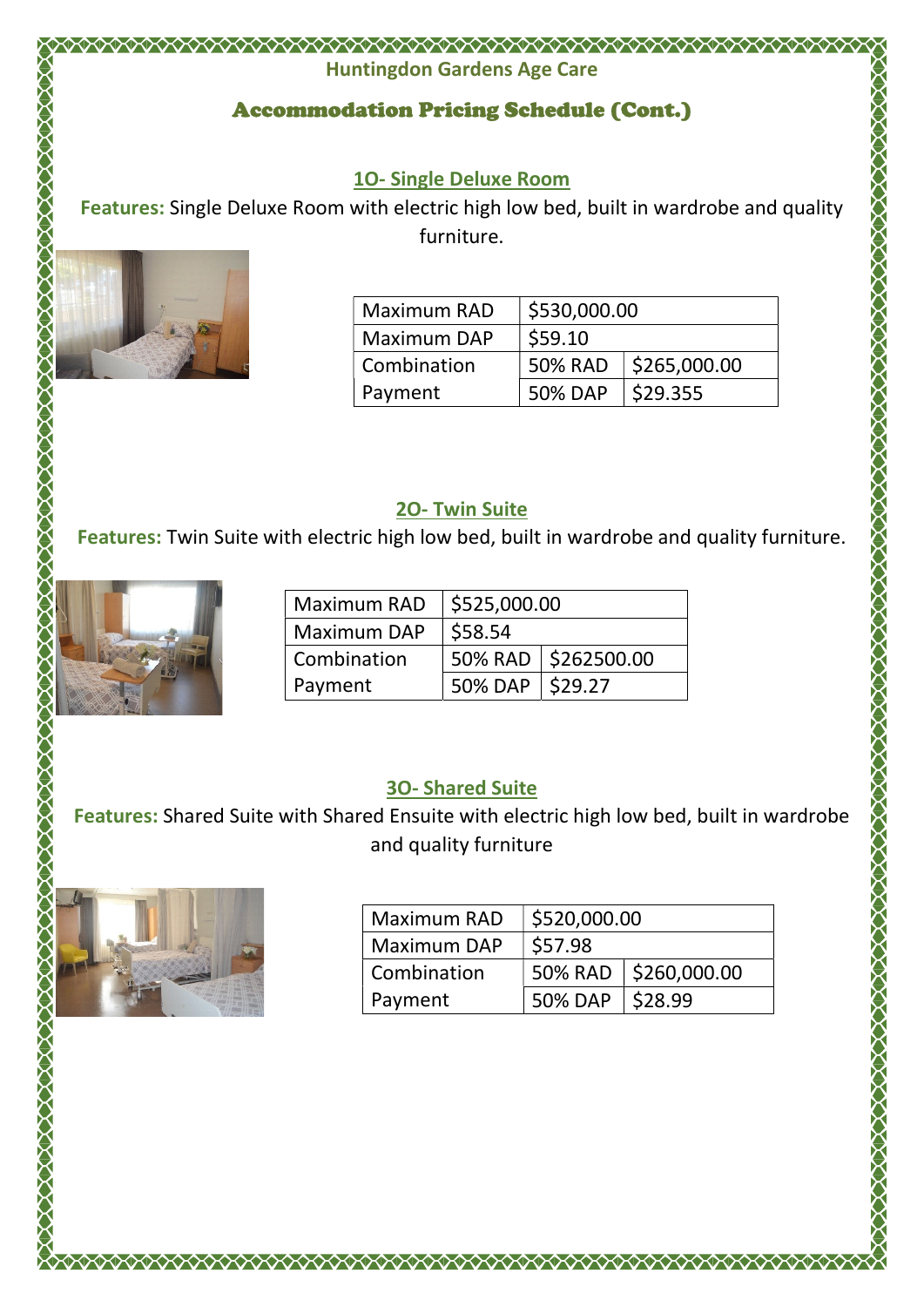Huntingdon Gardens Age Care

## Accommodation Pricing Schedule (Cont.)

### 1O- Single Deluxe Room

**Features:** Single Deluxe Room with electric high low bed, built in wardrobe and quality furniture.

| | | |
|---|---|---|
| Maximum RAD | $530,000.00 | |
| Maximum DAP | $59.10 | |
| Combination Payment | 50% RAD | $265,000.00 |
| | 50% DAP | $29.355 |

### 2O- Twin Suite

**Features:** Twin Suite with electric high low bed, built in wardrobe and quality furniture.

| | | |
|---|---|---|
| Maximum RAD | $525,000.00 | |
| Maximum DAP | $58.54 | |
| Combination Payment | 50% RAD | $262500.00 |
| | 50% DAP | $29.27 |

### 3O- Shared Suite

**Features:** Shared Suite with Shared Ensuite with electric high low bed, built in wardrobe and quality furniture

| | | |
|---|---|---|
| Maximum RAD | $520,000.00 | |
| Maximum DAP | $57.98 | |
| Combination Payment | 50% RAD | $260,000.00 |
| | 50% DAP | $28.99 |